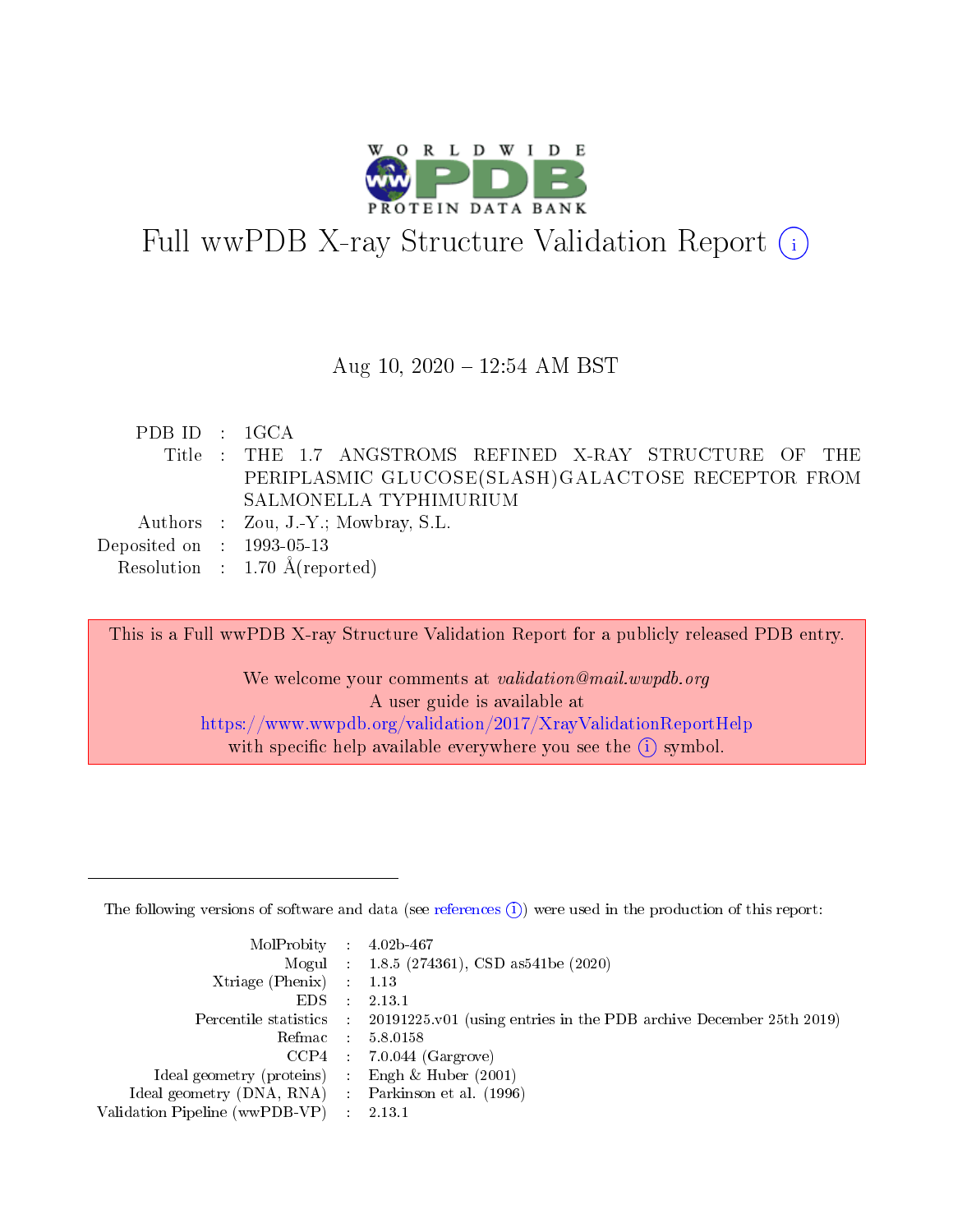# Full wwPDB X-ray Structure Validation Report (i)

Aug 10, 2020 – 12:54 AM BST

| | | |
|---|---|---|
| PDB ID | : | 1GCA |
| Title | : | THE 1.7 ANGSTROMS REFINED X-RAY STRUCTURE OF THE PERIPLASMIC GLUCOSE(SLASH)GALACTOSE RECEPTOR FROM SALMONELLA TYPHIMURIUM |
| Authors | : | Zou, J.-Y.; Mowbray, S.L. |
| Deposited on | : | 1993-05-13 |
| Resolution | : | 1.70 Å(reported) |

This is a Full wwPDB X-ray Structure Validation Report for a publicly released PDB entry.

We welcome your comments at *validation@mail.wwpdb.org*
A user guide is available at
https://www.wwpdb.org/validation/2017/XrayValidationReportHelp
with specific help available everywhere you see the (i) symbol.

---

The following versions of software and data (see references (i)) were used in the production of this report:

| | | |
|---|---|---|
| MolProbity | : | 4.02b-467 |
| Mogul | : | 1.8.5 (274361), CSD as541be (2020) |
| Xtriage (Phenix) | : | 1.13 |
| EDS | : | 2.13.1 |
| Percentile statistics | : | 20191225.v01 (using entries in the PDB archive December 25th 2019) |
| Refmac | : | 5.8.0158 |
| CCP4 | : | 7.0.044 (Gargrove) |
| Ideal geometry (proteins) | : | Engh & Huber (2001) |
| Ideal geometry (DNA, RNA) | : | Parkinson et al. (1996) |
| Validation Pipeline (wwPDB-VP) | : | 2.13.1 |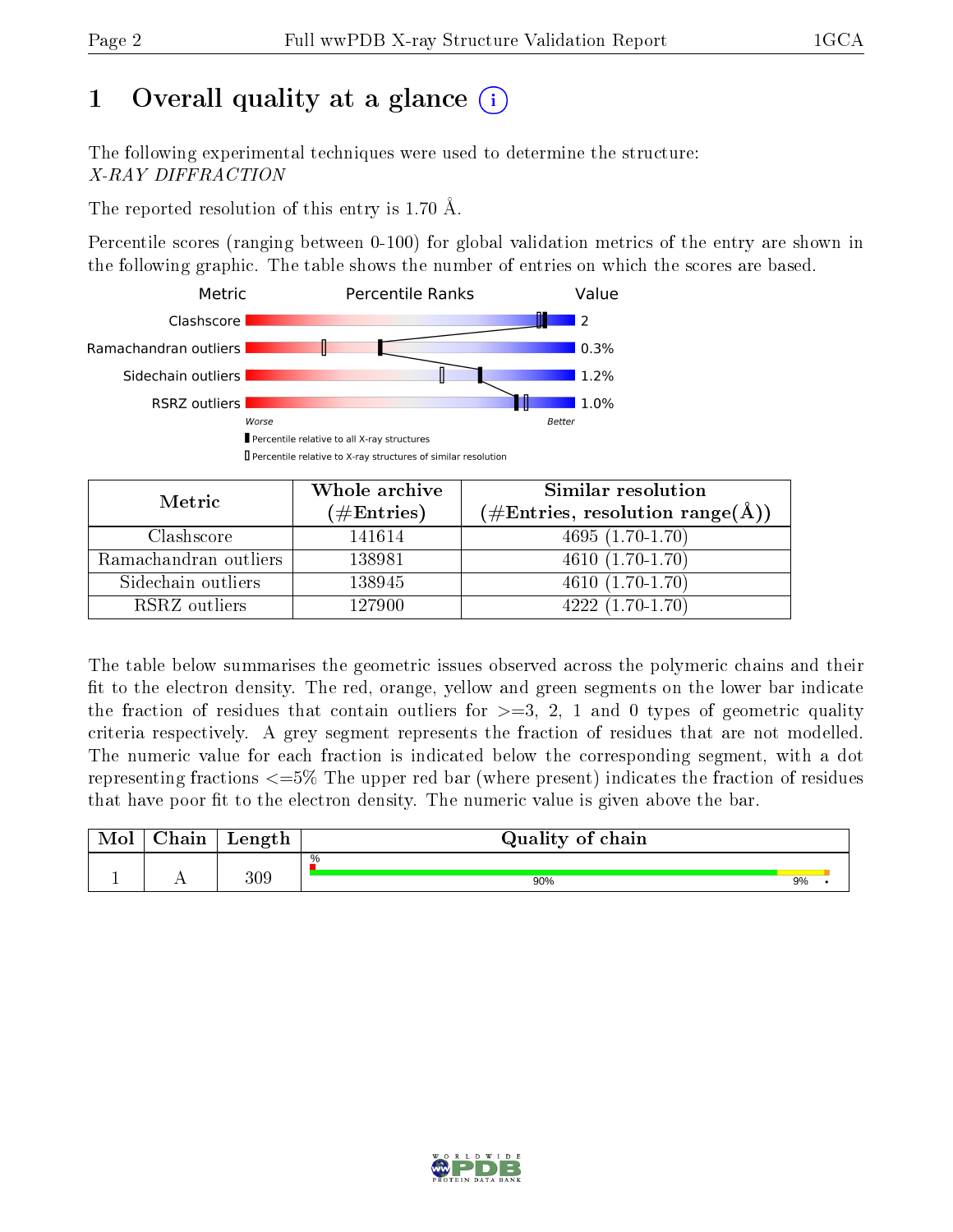# 1 Overall quality at a glance

The following experimental techniques were used to determine the structure:
*X-RAY DIFFRACTION*

The reported resolution of this entry is 1.70 Å.

Percentile scores (ranging between 0-100) for global validation metrics of the entry are shown in the following graphic. The table shows the number of entries on which the scores are based.

| Metric | Value |
|---|---|
| Clashscore | 2 |
| Ramachandran outliers | 0.3% |
| Sidechain outliers | 1.2% |
| RSRZ outliers | 1.0% |

Worse — Better

▮ Percentile relative to all X-ray structures
▯ Percentile relative to X-ray structures of similar resolution

| Metric | Whole archive (#Entries) | Similar resolution (#Entries, resolution range(Å)) |
|---|---|---|
| Clashscore | 141614 | 4695 (1.70-1.70) |
| Ramachandran outliers | 138981 | 4610 (1.70-1.70) |
| Sidechain outliers | 138945 | 4610 (1.70-1.70) |
| RSRZ outliers | 127900 | 4222 (1.70-1.70) |

The table below summarises the geometric issues observed across the polymeric chains and their fit to the electron density. The red, orange, yellow and green segments on the lower bar indicate the fraction of residues that contain outliers for >=3, 2, 1 and 0 types of geometric quality criteria respectively. A grey segment represents the fraction of residues that are not modelled. The numeric value for each fraction is indicated below the corresponding segment, with a dot representing fractions <=5% The upper red bar (where present) indicates the fraction of residues that have poor fit to the electron density. The numeric value is given above the bar.

| Mol | Chain | Length | Quality of chain |
|---|---|---|---|
| 1 | A | 309 | % 90% 9% • |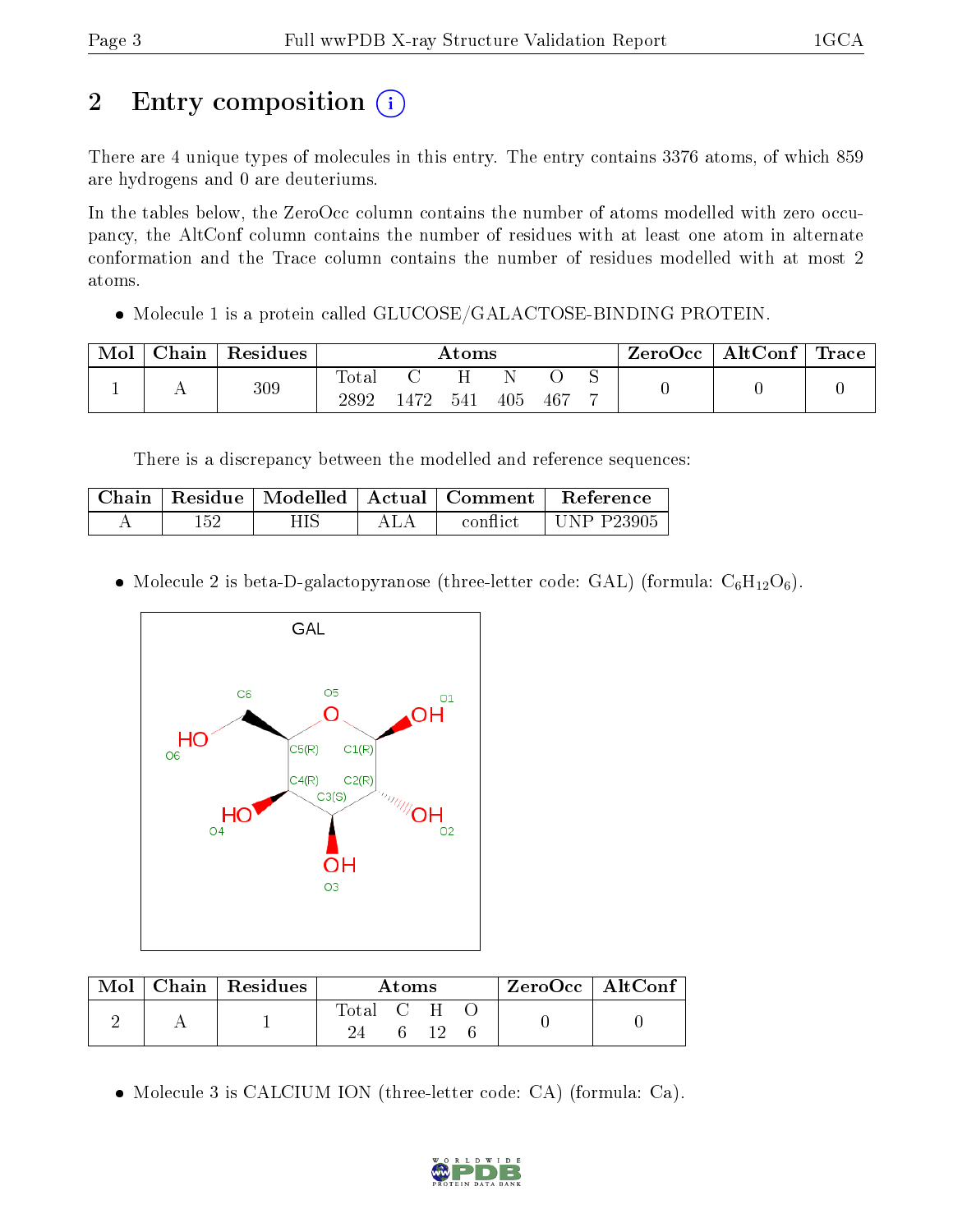# 2 Entry composition

There are 4 unique types of molecules in this entry. The entry contains 3376 atoms, of which 859 are hydrogens and 0 are deuteriums.

In the tables below, the ZeroOcc column contains the number of atoms modelled with zero occupancy, the AltConf column contains the number of residues with at least one atom in alternate conformation and the Trace column contains the number of residues modelled with at most 2 atoms.

- Molecule 1 is a protein called GLUCOSE/GALACTOSE-BINDING PROTEIN.

| Mol | Chain | Residues | Atoms | | | | | | ZeroOcc | AltConf | Trace |
|---|---|---|---|---|---|---|---|---|---|---|---|
| | | | Total | C | H | N | O | S | | | |
| 1 | A | 309 | 2892 | 1472 | 541 | 405 | 467 | 7 | 0 | 0 | 0 |

There is a discrepancy between the modelled and reference sequences:

| Chain | Residue | Modelled | Actual | Comment | Reference |
|---|---|---|---|---|---|
| A | 152 | HIS | ALA | conflict | UNP P23905 |

- Molecule 2 is beta-D-galactopyranose (three-letter code: GAL) (formula: $C_6H_{12}O_6$).

| Mol | Chain | Residues | Atoms | | | | ZeroOcc | AltConf |
|---|---|---|---|---|---|---|---|---|
| | | | Total | C | H | O | | |
| 2 | A | 1 | 24 | 6 | 12 | 6 | 0 | 0 |

- Molecule 3 is CALCIUM ION (three-letter code: CA) (formula: Ca).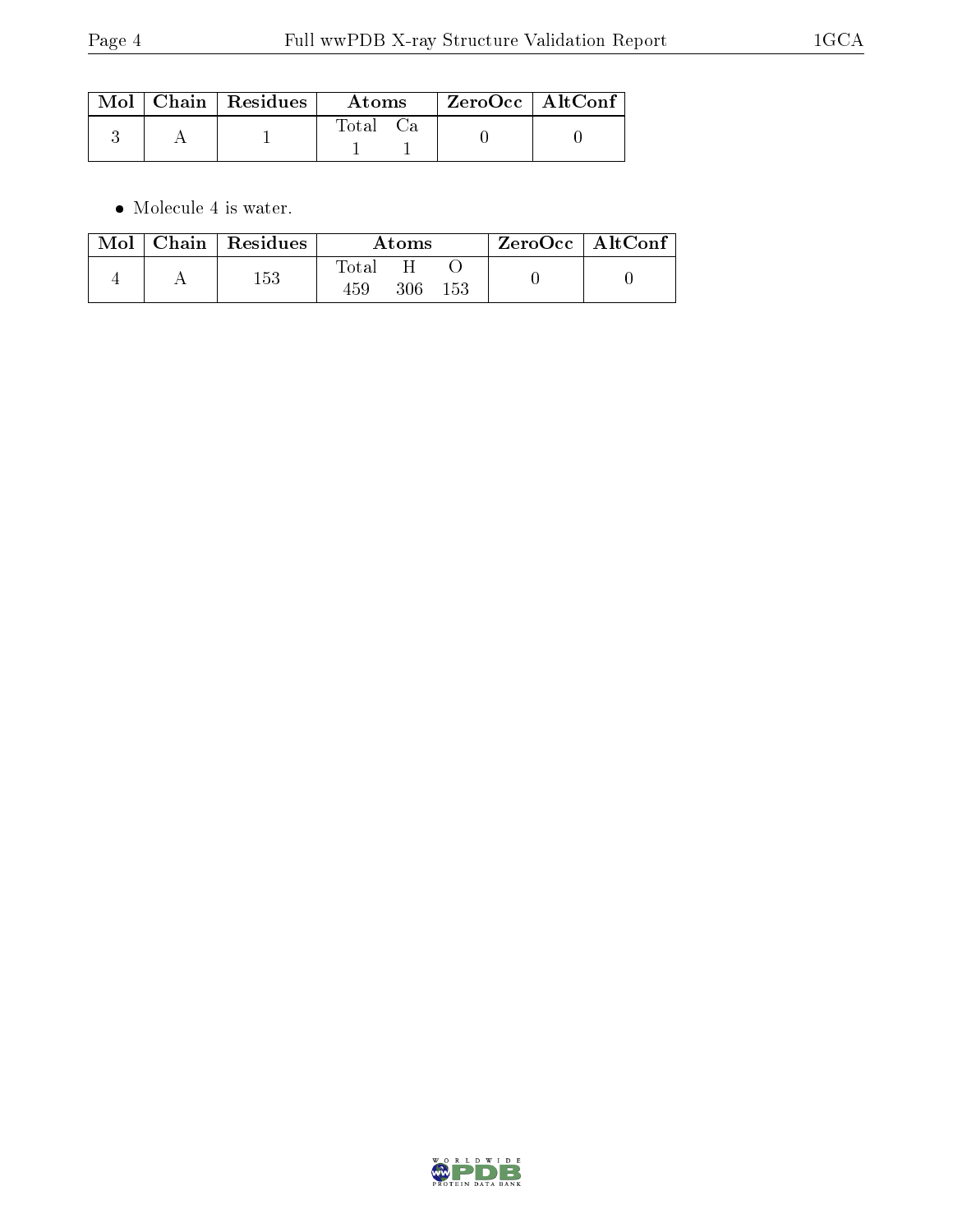| Mol | Chain | Residues | Atoms | | ZeroOcc | AltConf |
|---|---|---|---|---|---|---|
| | | | Total | Ca | | |
| 3 | A | 1 | 1 | 1 | 0 | 0 |

- Molecule 4 is water.

| Mol | Chain | Residues | Atoms | | | ZeroOcc | AltConf |
|---|---|---|---|---|---|---|---|
| | | | Total | H | O | | |
| 4 | A | 153 | 459 | 306 | 153 | 0 | 0 |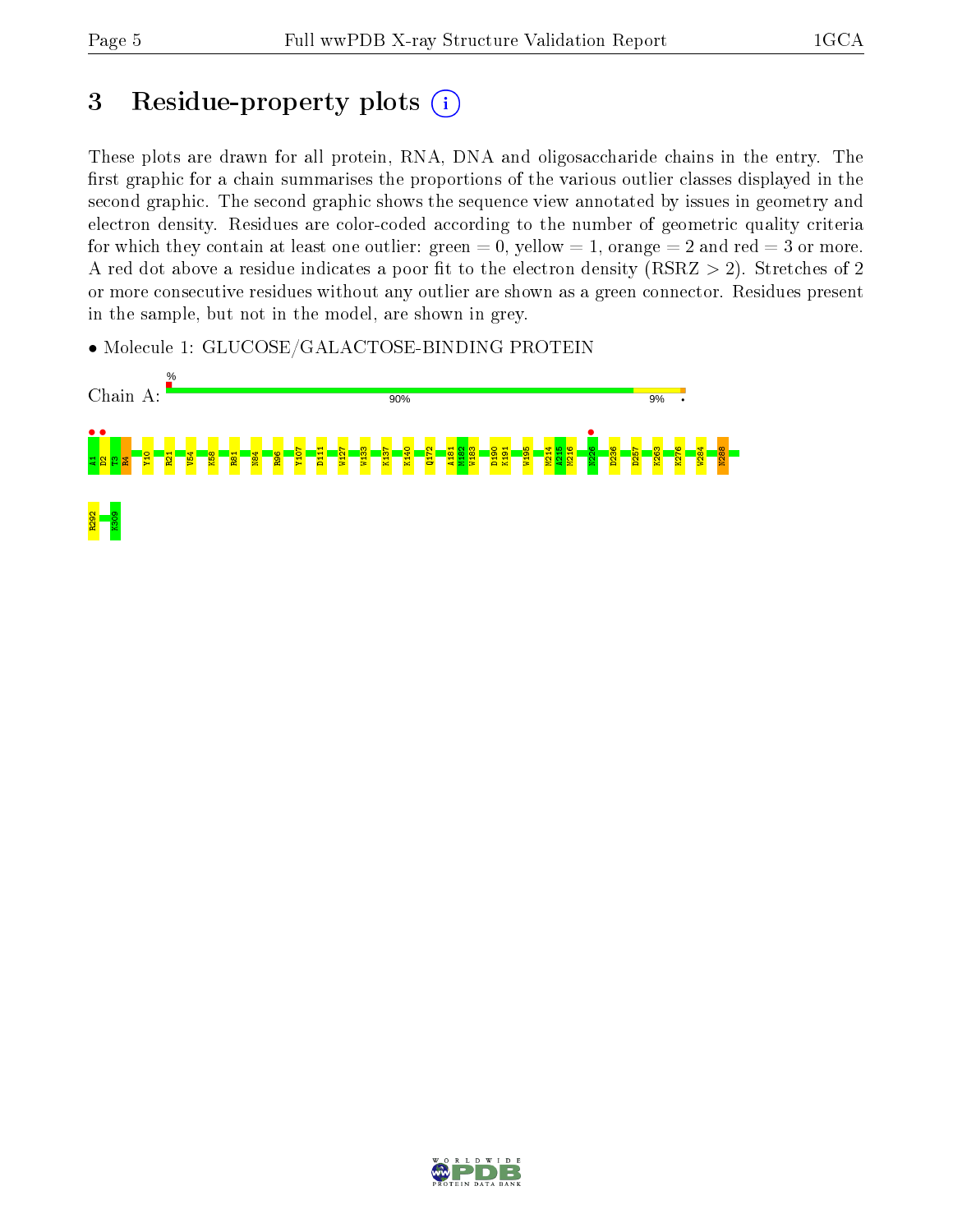# 3 Residue-property plots

These plots are drawn for all protein, RNA, DNA and oligosaccharide chains in the entry. The first graphic for a chain summarises the proportions of the various outlier classes displayed in the second graphic. The second graphic shows the sequence view annotated by issues in geometry and electron density. Residues are color-coded according to the number of geometric quality criteria for which they contain at least one outlier: green = 0, yellow = 1, orange = 2 and red = 3 or more. A red dot above a residue indicates a poor fit to the electron density (RSRZ > 2). Stretches of 2 or more consecutive residues without any outlier are shown as a green connector. Residues present in the sample, but not in the model, are shown in grey.

- Molecule 1: GLUCOSE/GALACTOSE-BINDING PROTEIN

Chain A: % 90% 9% •

A1 D2 T3 R4 Y10 R21 V54 K58 R81 N84 R96 Y107 D111 W127 W133 K137 K140 Q172 A181 M182 W183 D190 K191 W195 M214 A215 M216 N226 D236 D257 K263 K276 W284 N288 R292 K309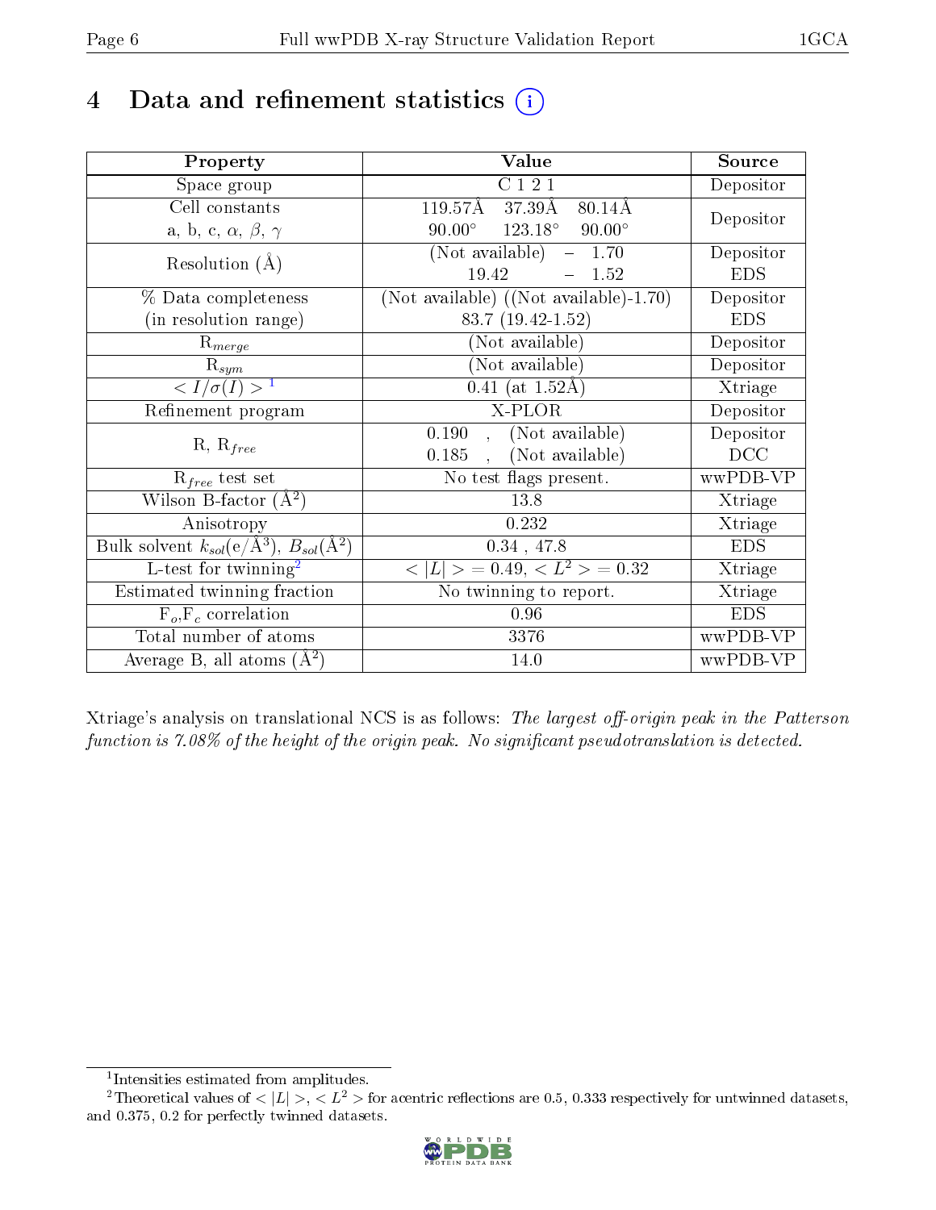# 4 Data and refinement statistics

| Property | Value | Source |
|---|---|---|
| Space group | C 1 2 1 | Depositor |
| Cell constants<br>a, b, c, $\alpha$, $\beta$, $\gamma$ | 119.57Å 37.39Å 80.14Å<br>90.00° 123.18° 90.00° | Depositor |
| Resolution (Å) | (Not available) – 1.70<br>19.42 – 1.52 | Depositor<br>EDS |
| % Data completeness<br>(in resolution range) | (Not available) ((Not available)-1.70)<br>83.7 (19.42-1.52) | Depositor<br>EDS |
| $R_{merge}$ | (Not available) | Depositor |
| $R_{sym}$ | (Not available) | Depositor |
| $< I/\sigma(I) >$ [1] | 0.41 (at 1.52Å) | Xtriage |
| Refinement program | X-PLOR | Depositor |
| R, $R_{free}$ | 0.190 , (Not available)<br>0.185 , (Not available) | Depositor<br>DCC |
| $R_{free}$ test set | No test flags present. | wwPDB-VP |
| Wilson B-factor (Å$^2$) | 13.8 | Xtriage |
| Anisotropy | 0.232 | Xtriage |
| Bulk solvent $k_{sol}$(e/Å$^3$), $B_{sol}$(Å$^2$) | 0.34 , 47.8 | EDS |
| L-test for twinning[2] | $< \|L\| >$ = 0.49, $< L^2 >$ = 0.32 | Xtriage |
| Estimated twinning fraction | No twinning to report. | Xtriage |
| $F_o$,$F_c$ correlation | 0.96 | EDS |
| Total number of atoms | 3376 | wwPDB-VP |
| Average B, all atoms (Å$^2$) | 14.0 | wwPDB-VP |

Xtriage's analysis on translational NCS is as follows: *The largest off-origin peak in the Patterson function is 7.08% of the height of the origin peak. No significant pseudotranslation is detected.*

[1] Intensities estimated from amplitudes.

[2] Theoretical values of $< |L| >$, $< L^2 >$ for acentric reflections are 0.5, 0.333 respectively for untwinned datasets, and 0.375, 0.2 for perfectly twinned datasets.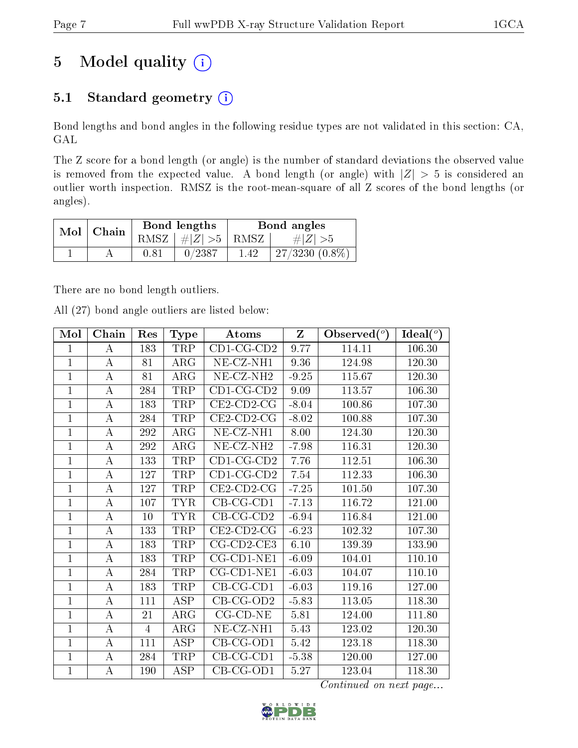# 5 Model quality (i)

## 5.1 Standard geometry (i)

Bond lengths and bond angles in the following residue types are not validated in this section: CA, GAL

The Z score for a bond length (or angle) is the number of standard deviations the observed value is removed from the expected value. A bond length (or angle) with $|Z| > 5$ is considered an outlier worth inspection. RMSZ is the root-mean-square of all Z scores of the bond lengths (or angles).

| Mol | Chain | Bond lengths | | Bond angles | |
|---|---|---|---|---|---|
| | | RMSZ | $\#\|Z\| > 5$ | RMSZ | $\#\|Z\| > 5$ |
| 1 | A | 0.81 | 0/2387 | 1.42 | 27/3230 (0.8%) |

There are no bond length outliers.

All (27) bond angle outliers are listed below:

| Mol | Chain | Res | Type | Atoms | Z | Observed(°) | Ideal(°) |
|---|---|---|---|---|---|---|---|
| 1 | A | 183 | TRP | CD1-CG-CD2 | 9.77 | 114.11 | 106.30 |
| 1 | A | 81 | ARG | NE-CZ-NH1 | 9.36 | 124.98 | 120.30 |
| 1 | A | 81 | ARG | NE-CZ-NH2 | -9.25 | 115.67 | 120.30 |
| 1 | A | 284 | TRP | CD1-CG-CD2 | 9.09 | 113.57 | 106.30 |
| 1 | A | 183 | TRP | CE2-CD2-CG | -8.04 | 100.86 | 107.30 |
| 1 | A | 284 | TRP | CE2-CD2-CG | -8.02 | 100.88 | 107.30 |
| 1 | A | 292 | ARG | NE-CZ-NH1 | 8.00 | 124.30 | 120.30 |
| 1 | A | 292 | ARG | NE-CZ-NH2 | -7.98 | 116.31 | 120.30 |
| 1 | A | 133 | TRP | CD1-CG-CD2 | 7.76 | 112.51 | 106.30 |
| 1 | A | 127 | TRP | CD1-CG-CD2 | 7.54 | 112.33 | 106.30 |
| 1 | A | 127 | TRP | CE2-CD2-CG | -7.25 | 101.50 | 107.30 |
| 1 | A | 107 | TYR | CB-CG-CD1 | -7.13 | 116.72 | 121.00 |
| 1 | A | 10 | TYR | CB-CG-CD2 | -6.94 | 116.84 | 121.00 |
| 1 | A | 133 | TRP | CE2-CD2-CG | -6.23 | 102.32 | 107.30 |
| 1 | A | 183 | TRP | CG-CD2-CE3 | 6.10 | 139.39 | 133.90 |
| 1 | A | 183 | TRP | CG-CD1-NE1 | -6.09 | 104.01 | 110.10 |
| 1 | A | 284 | TRP | CG-CD1-NE1 | -6.03 | 104.07 | 110.10 |
| 1 | A | 183 | TRP | CB-CG-CD1 | -6.03 | 119.16 | 127.00 |
| 1 | A | 111 | ASP | CB-CG-OD2 | -5.83 | 113.05 | 118.30 |
| 1 | A | 21 | ARG | CG-CD-NE | 5.81 | 124.00 | 111.80 |
| 1 | A | 4 | ARG | NE-CZ-NH1 | 5.43 | 123.02 | 120.30 |
| 1 | A | 111 | ASP | CB-CG-OD1 | 5.42 | 123.18 | 118.30 |
| 1 | A | 284 | TRP | CB-CG-CD1 | -5.38 | 120.00 | 127.00 |
| 1 | A | 190 | ASP | CB-CG-OD1 | 5.27 | 123.04 | 118.30 |

*Continued on next page...*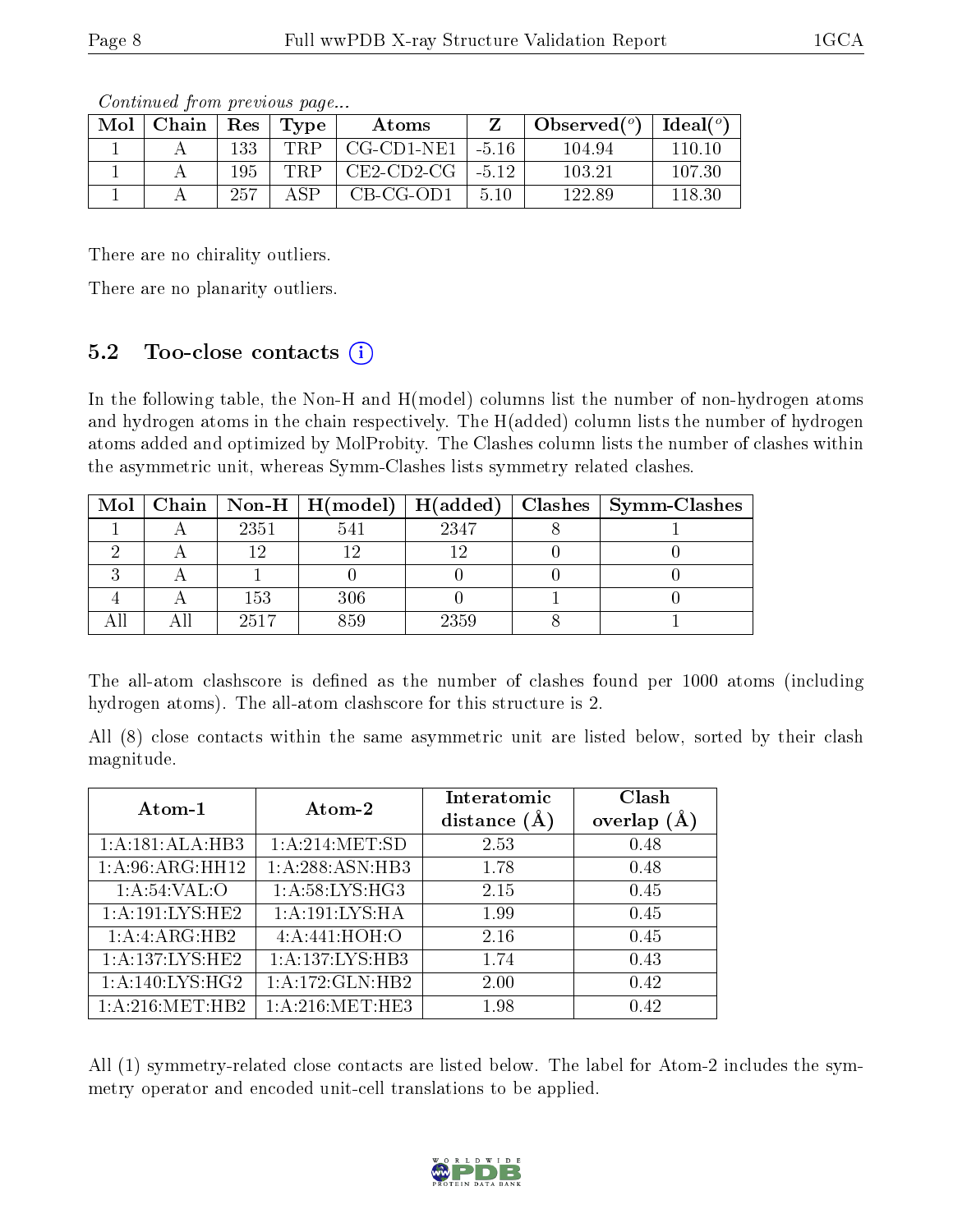*Continued from previous page...*

| Mol | Chain | Res | Type | Atoms | Z | Observed(°) | Ideal(°) |
|---|---|---|---|---|---|---|---|
| 1 | A | 133 | TRP | CG-CD1-NE1 | -5.16 | 104.94 | 110.10 |
| 1 | A | 195 | TRP | CE2-CD2-CG | -5.12 | 103.21 | 107.30 |
| 1 | A | 257 | ASP | CB-CG-OD1 | 5.10 | 122.89 | 118.30 |

There are no chirality outliers.

There are no planarity outliers.

### 5.2 Too-close contacts

In the following table, the Non-H and H(model) columns list the number of non-hydrogen atoms and hydrogen atoms in the chain respectively. The H(added) column lists the number of hydrogen atoms added and optimized by MolProbity. The Clashes column lists the number of clashes within the asymmetric unit, whereas Symm-Clashes lists symmetry related clashes.

| Mol | Chain | Non-H | H(model) | H(added) | Clashes | Symm-Clashes |
|---|---|---|---|---|---|---|
| 1 | A | 2351 | 541 | 2347 | 8 | 1 |
| 2 | A | 12 | 12 | 12 | 0 | 0 |
| 3 | A | 1 | 0 | 0 | 0 | 0 |
| 4 | A | 153 | 306 | 0 | 1 | 0 |
| All | All | 2517 | 859 | 2359 | 8 | 1 |

The all-atom clashscore is defined as the number of clashes found per 1000 atoms (including hydrogen atoms). The all-atom clashscore for this structure is 2.

All (8) close contacts within the same asymmetric unit are listed below, sorted by their clash magnitude.

| Atom-1 | Atom-2 | Interatomic distance (Å) | Clash overlap (Å) |
|---|---|---|---|
| 1:A:181:ALA:HB3 | 1:A:214:MET:SD | 2.53 | 0.48 |
| 1:A:96:ARG:HH12 | 1:A:288:ASN:HB3 | 1.78 | 0.48 |
| 1:A:54:VAL:O | 1:A:58:LYS:HG3 | 2.15 | 0.45 |
| 1:A:191:LYS:HE2 | 1:A:191:LYS:HA | 1.99 | 0.45 |
| 1:A:4:ARG:HB2 | 4:A:441:HOH:O | 2.16 | 0.45 |
| 1:A:137:LYS:HE2 | 1:A:137:LYS:HB3 | 1.74 | 0.43 |
| 1:A:140:LYS:HG2 | 1:A:172:GLN:HB2 | 2.00 | 0.42 |
| 1:A:216:MET:HB2 | 1:A:216:MET:HE3 | 1.98 | 0.42 |

All (1) symmetry-related close contacts are listed below. The label for Atom-2 includes the symmetry operator and encoded unit-cell translations to be applied.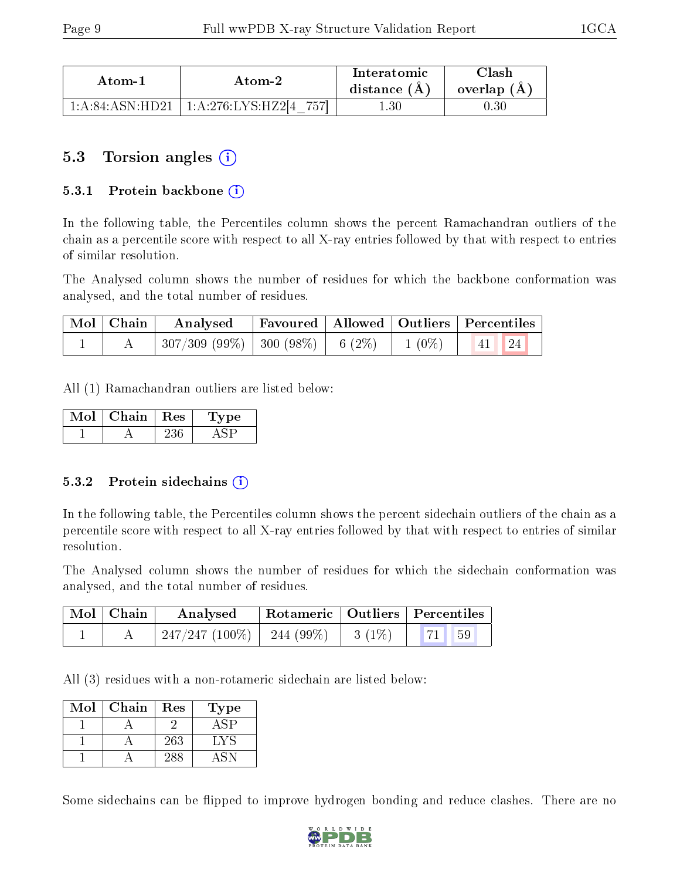| Atom-1 | Atom-2 | Interatomic distance (Å) | Clash overlap (Å) |
|---|---|---|---|
| 1:A:84:ASN:HD21 | 1:A:276:LYS:HZ2[4_757] | 1.30 | 0.30 |

## 5.3 Torsion angles (i)

### 5.3.1 Protein backbone (i)

In the following table, the Percentiles column shows the percent Ramachandran outliers of the chain as a percentile score with respect to all X-ray entries followed by that with respect to entries of similar resolution.

The Analysed column shows the number of residues for which the backbone conformation was analysed, and the total number of residues.

| Mol | Chain | Analysed | Favoured | Allowed | Outliers | Percentiles | |
|---|---|---|---|---|---|---|---|
| 1 | A | 307/309 (99%) | 300 (98%) | 6 (2%) | 1 (0%) | 41 | 24 |

All (1) Ramachandran outliers are listed below:

| Mol | Chain | Res | Type |
|---|---|---|---|
| 1 | A | 236 | ASP |

### 5.3.2 Protein sidechains (i)

In the following table, the Percentiles column shows the percent sidechain outliers of the chain as a percentile score with respect to all X-ray entries followed by that with respect to entries of similar resolution.

The Analysed column shows the number of residues for which the sidechain conformation was analysed, and the total number of residues.

| Mol | Chain | Analysed | Rotameric | Outliers | Percentiles | |
|---|---|---|---|---|---|---|
| 1 | A | 247/247 (100%) | 244 (99%) | 3 (1%) | 71 | 59 |

All (3) residues with a non-rotameric sidechain are listed below:

| Mol | Chain | Res | Type |
|---|---|---|---|
| 1 | A | 2 | ASP |
| 1 | A | 263 | LYS |
| 1 | A | 288 | ASN |

Some sidechains can be flipped to improve hydrogen bonding and reduce clashes. There are no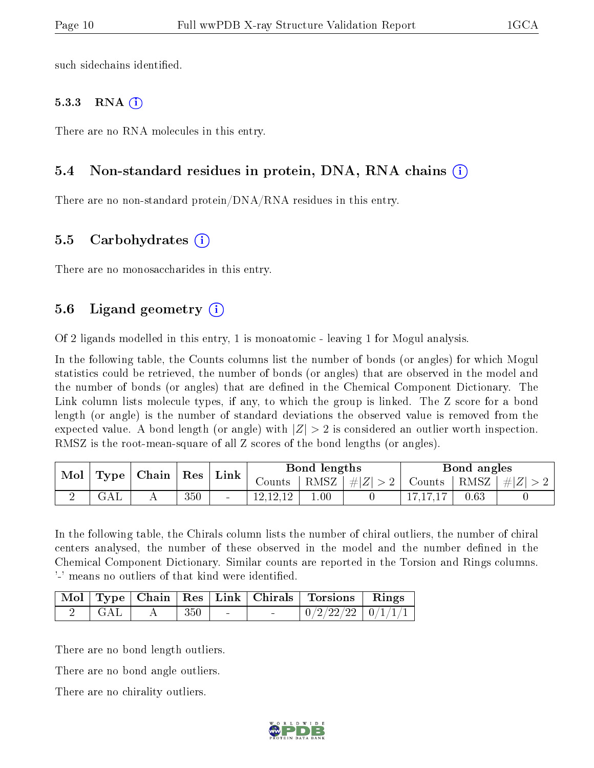such sidechains identified.

#### 5.3.3 RNA (i)

There are no RNA molecules in this entry.

### 5.4 Non-standard residues in protein, DNA, RNA chains (i)

There are no non-standard protein/DNA/RNA residues in this entry.

### 5.5 Carbohydrates (i)

There are no monosaccharides in this entry.

### 5.6 Ligand geometry (i)

Of 2 ligands modelled in this entry, 1 is monoatomic - leaving 1 for Mogul analysis.

In the following table, the Counts columns list the number of bonds (or angles) for which Mogul statistics could be retrieved, the number of bonds (or angles) that are observed in the model and the number of bonds (or angles) that are defined in the Chemical Component Dictionary. The Link column lists molecule types, if any, to which the group is linked. The Z score for a bond length (or angle) is the number of standard deviations the observed value is removed from the expected value. A bond length (or angle) with $|Z| > 2$ is considered an outlier worth inspection. RMSZ is the root-mean-square of all Z scores of the bond lengths (or angles).

| Mol | Type | Chain | Res | Link | Bond lengths | | | Bond angles | | |
|---|---|---|---|---|---|---|---|---|---|---|
| | | | | | Counts | RMSZ | $\#\|Z\| > 2$ | Counts | RMSZ | $\#\|Z\| > 2$ |
| 2 | GAL | A | 350 | - | 12,12,12 | 1.00 | 0 | 17,17,17 | 0.63 | 0 |

In the following table, the Chirals column lists the number of chiral outliers, the number of chiral centers analysed, the number of these observed in the model and the number defined in the Chemical Component Dictionary. Similar counts are reported in the Torsion and Rings columns. '-' means no outliers of that kind were identified.

| Mol | Type | Chain | Res | Link | Chirals | Torsions | Rings |
|---|---|---|---|---|---|---|---|
| 2 | GAL | A | 350 | - | - | 0/2/22/22 | 0/1/1/1 |

There are no bond length outliers.

There are no bond angle outliers.

There are no chirality outliers.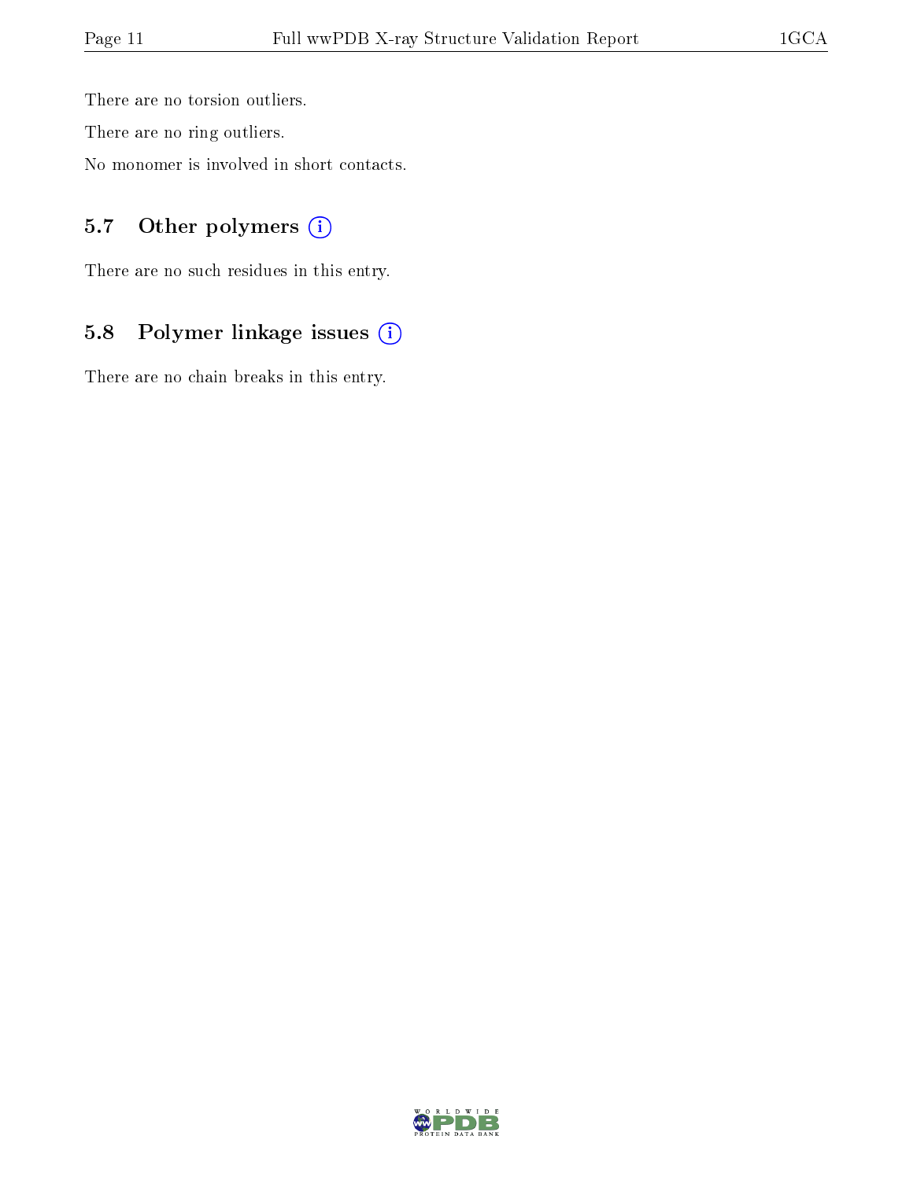There are no torsion outliers.

There are no ring outliers.

No monomer is involved in short contacts.

### 5.7 Other polymers

There are no such residues in this entry.

### 5.8 Polymer linkage issues

There are no chain breaks in this entry.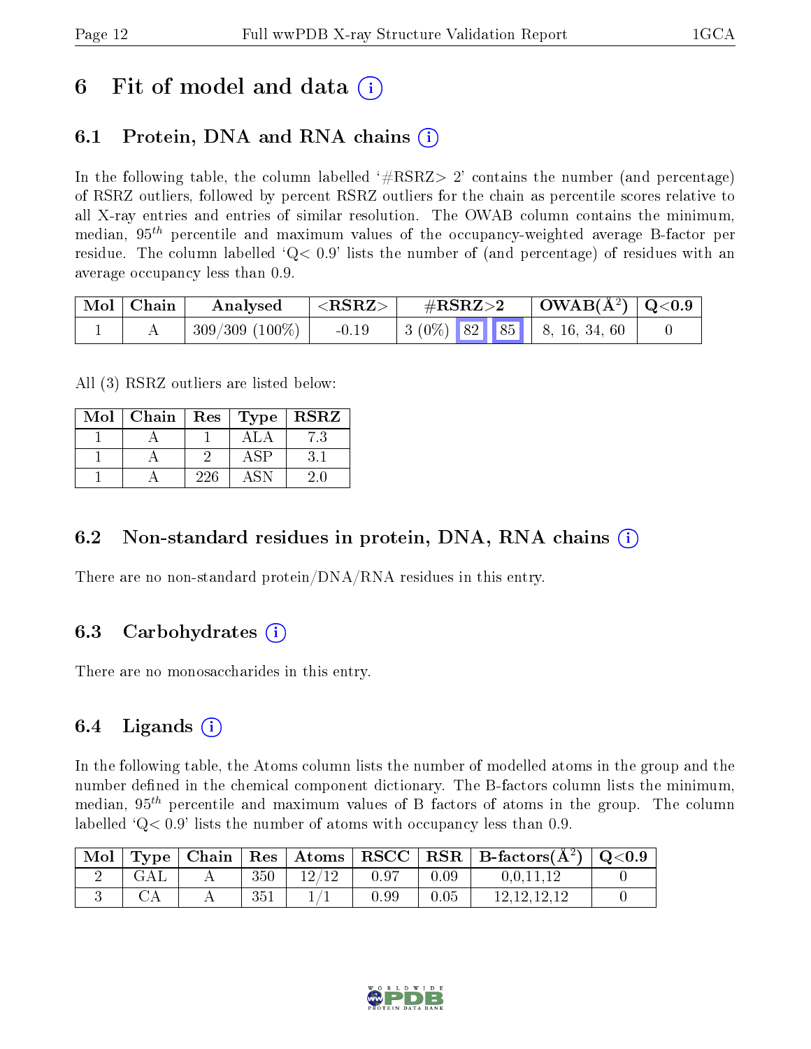# 6 Fit of model and data (i)

## 6.1 Protein, DNA and RNA chains (i)

In the following table, the column labelled '#RSRZ> 2' contains the number (and percentage) of RSRZ outliers, followed by percent RSRZ outliers for the chain as percentile scores relative to all X-ray entries and entries of similar resolution. The OWAB column contains the minimum, median, $95^{th}$ percentile and maximum values of the occupancy-weighted average B-factor per residue. The column labelled 'Q< 0.9' lists the number of (and percentage) of residues with an average occupancy less than 0.9.

| Mol | Chain | Analysed | <RSRZ> | #RSRZ>2 | | | OWAB(Å$^2$) | Q<0.9 |
|---|---|---|---|---|---|---|---|---|
| 1 | A | 309/309 (100%) | -0.19 | 3 (0%) | 82 | 85 | 8, 16, 34, 60 | 0 |

All (3) RSRZ outliers are listed below:

| Mol | Chain | Res | Type | RSRZ |
|---|---|---|---|---|
| 1 | A | 1 | ALA | 7.3 |
| 1 | A | 2 | ASP | 3.1 |
| 1 | A | 226 | ASN | 2.0 |

## 6.2 Non-standard residues in protein, DNA, RNA chains (i)

There are no non-standard protein/DNA/RNA residues in this entry.

## 6.3 Carbohydrates (i)

There are no monosaccharides in this entry.

## 6.4 Ligands (i)

In the following table, the Atoms column lists the number of modelled atoms in the group and the number defined in the chemical component dictionary. The B-factors column lists the minimum, median, $95^{th}$ percentile and maximum values of B factors of atoms in the group. The column labelled 'Q< 0.9' lists the number of atoms with occupancy less than 0.9.

| Mol | Type | Chain | Res | Atoms | RSCC | RSR | B-factors(Å$^2$) | Q<0.9 |
|---|---|---|---|---|---|---|---|---|
| 2 | GAL | A | 350 | 12/12 | 0.97 | 0.09 | 0,0,11,12 | 0 |
| 3 | CA | A | 351 | 1/1 | 0.99 | 0.05 | 12,12,12,12 | 0 |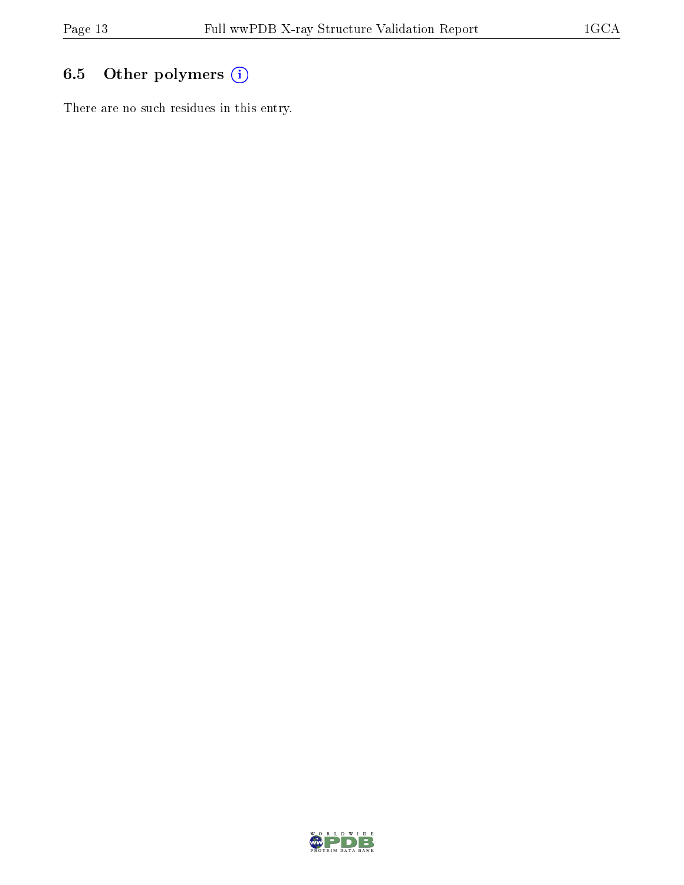### 6.5 Other polymers

There are no such residues in this entry.